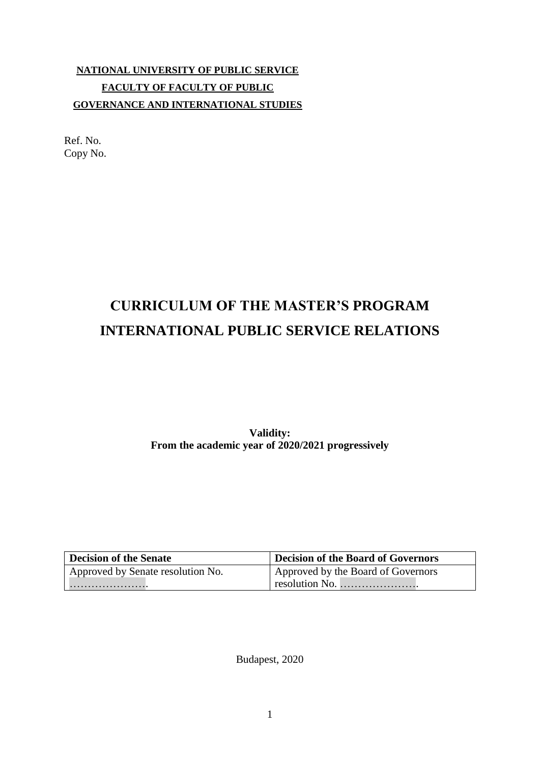**NATIONAL UNIVERSITY OF PUBLIC SERVICE**
**FACULTY OF FACULTY OF PUBLIC**
**GOVERNANCE AND INTERNATIONAL STUDIES**

Ref. No.
Copy No.

# CURRICULUM OF THE MASTER'S PROGRAM INTERNATIONAL PUBLIC SERVICE RELATIONS

**Validity:**
**From the academic year of 2020/2021 progressively**

| **Decision of the Senate** | **Decision of the Board of Governors** |
|---|---|
| Approved by Senate resolution No. …………………. | Approved by the Board of Governors resolution No. …………………. |

Budapest, 2020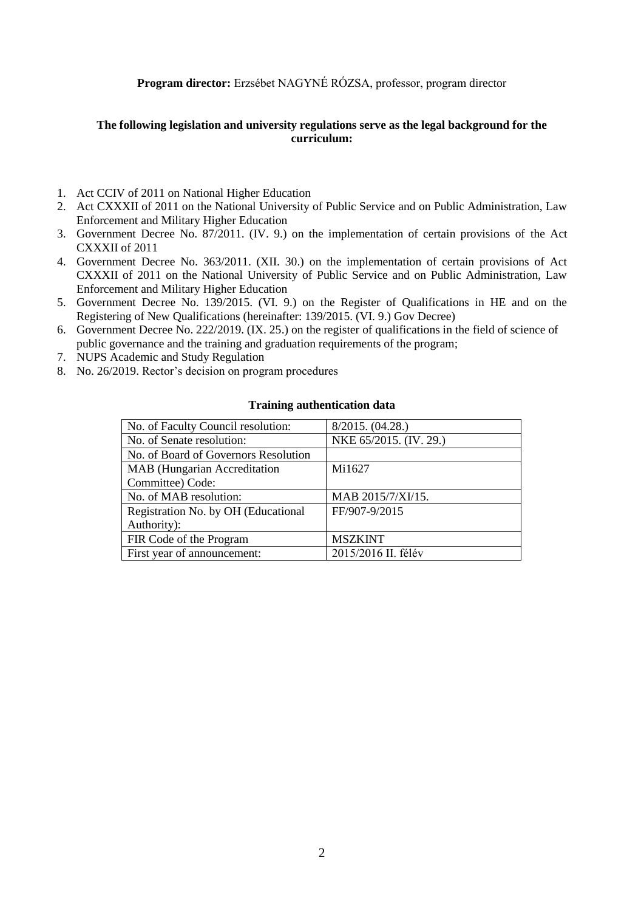**Program director:** Erzsébet NAGYNÉ RÓZSA, professor, program director

**The following legislation and university regulations serve as the legal background for the curriculum:**

1. Act CCIV of 2011 on National Higher Education
2. Act CXXXII of 2011 on the National University of Public Service and on Public Administration, Law Enforcement and Military Higher Education
3. Government Decree No. 87/2011. (IV. 9.) on the implementation of certain provisions of the Act CXXXII of 2011
4. Government Decree No. 363/2011. (XII. 30.) on the implementation of certain provisions of Act CXXXII of 2011 on the National University of Public Service and on Public Administration, Law Enforcement and Military Higher Education
5. Government Decree No. 139/2015. (VI. 9.) on the Register of Qualifications in HE and on the Registering of New Qualifications (hereinafter: 139/2015. (VI. 9.) Gov Decree)
6. Government Decree No. 222/2019. (IX. 25.) on the register of qualifications in the field of science of public governance and the training and graduation requirements of the program;
7. NUPS Academic and Study Regulation
8. No. 26/2019. Rector's decision on program procedures

**Training authentication data**

| | |
|---|---|
| No. of Faculty Council resolution: | 8/2015. (04.28.) |
| No. of Senate resolution: | NKE 65/2015. (IV. 29.) |
| No. of Board of Governors Resolution | |
| MAB (Hungarian Accreditation Committee) Code: | Mi1627 |
| No. of MAB resolution: | MAB 2015/7/XI/15. |
| Registration No. by OH (Educational Authority): | FF/907-9/2015 |
| FIR Code of the Program | MSZKINT |
| First year of announcement: | 2015/2016 II. félév |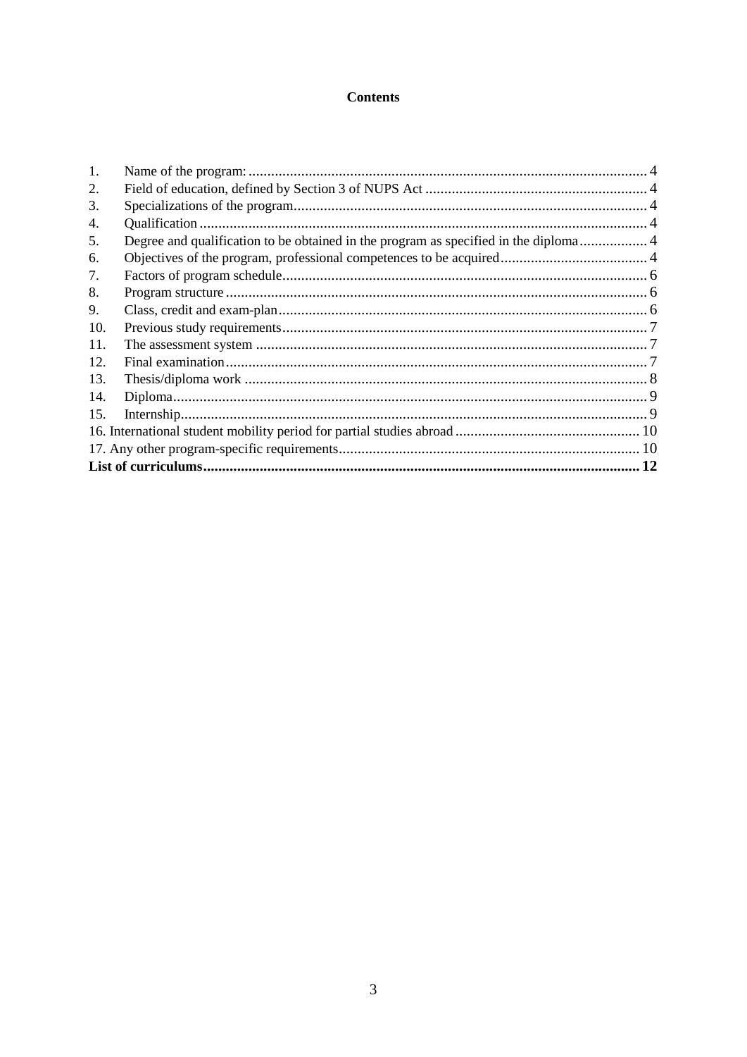**Contents**

| | | |
|---|---|---|
| 1. | Name of the program: | 4 |
| 2. | Field of education, defined by Section 3 of NUPS Act | 4 |
| 3. | Specializations of the program | 4 |
| 4. | Qualification | 4 |
| 5. | Degree and qualification to be obtained in the program as specified in the diploma | 4 |
| 6. | Objectives of the program, professional competences to be acquired | 4 |
| 7. | Factors of program schedule | 6 |
| 8. | Program structure | 6 |
| 9. | Class, credit and exam-plan | 6 |
| 10. | Previous study requirements | 7 |
| 11. | The assessment system | 7 |
| 12. | Final examination | 7 |
| 13. | Thesis/diploma work | 8 |
| 14. | Diploma | 9 |
| 15. | Internship | 9 |
| 16. | International student mobility period for partial studies abroad | 10 |
| 17. | Any other program-specific requirements | 10 |
| | **List of curriculums** | **12** |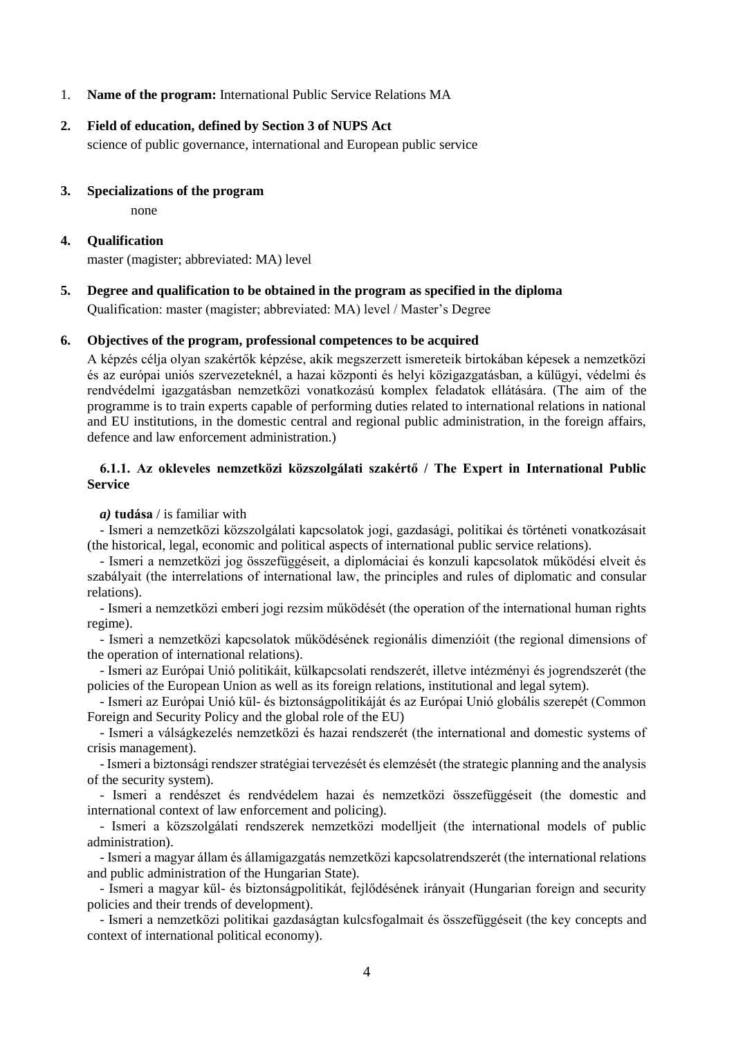1. **Name of the program:** International Public Service Relations MA

2. **Field of education, defined by Section 3 of NUPS Act**

   science of public governance, international and European public service

3. **Specializations of the program**

   none

4. **Qualification**

   master (magister; abbreviated: MA) level

5. **Degree and qualification to be obtained in the program as specified in the diploma**

   Qualification: master (magister; abbreviated: MA) level / Master's Degree

6. **Objectives of the program, professional competences to be acquired**

   A képzés célja olyan szakértők képzése, akik megszerzett ismereteik birtokában képesek a nemzetközi és az európai uniós szervezeteknél, a hazai központi és helyi közigazgatásban, a külügyi, védelmi és rendvédelmi igazgatásban nemzetközi vonatkozású komplex feladatok ellátására. (The aim of the programme is to train experts capable of performing duties related to international relations in national and EU institutions, in the domestic central and regional public administration, in the foreign affairs, defence and law enforcement administration.)

### 6.1.1. Az okleveles nemzetközi közszolgálati szakértő / The Expert in International Public Service

***a)* tudása** / is familiar with

- Ismeri a nemzetközi közszolgálati kapcsolatok jogi, gazdasági, politikai és történeti vonatkozásait (the historical, legal, economic and political aspects of international public service relations).
- Ismeri a nemzetközi jog összefüggéseit, a diplomáciai és konzuli kapcsolatok működési elveit és szabályait (the interrelations of international law, the principles and rules of diplomatic and consular relations).
- Ismeri a nemzetközi emberi jogi rezsim működését (the operation of the international human rights regime).
- Ismeri a nemzetközi kapcsolatok működésének regionális dimenzióit (the regional dimensions of the operation of international relations).
- Ismeri az Európai Unió politikáit, külkapcsolati rendszerét, illetve intézményi és jogrendszerét (the policies of the European Union as well as its foreign relations, institutional and legal sytem).
- Ismeri az Európai Unió kül- és biztonságpolitikáját és az Európai Unió globális szerepét (Common Foreign and Security Policy and the global role of the EU)
- Ismeri a válságkezelés nemzetközi és hazai rendszerét (the international and domestic systems of crisis management).
- Ismeri a biztonsági rendszer stratégiai tervezését és elemzését (the strategic planning and the analysis of the security system).
- Ismeri a rendészet és rendvédelem hazai és nemzetközi összefüggéseit (the domestic and international context of law enforcement and policing).
- Ismeri a közszolgálati rendszerek nemzetközi modelljeit (the international models of public administration).
- Ismeri a magyar állam és államigazgatás nemzetközi kapcsolatrendszerét (the international relations and public administration of the Hungarian State).
- Ismeri a magyar kül- és biztonságpolitikát, fejlődésének irányait (Hungarian foreign and security policies and their trends of development).
- Ismeri a nemzetközi politikai gazdaságtan kulcsfogalmait és összefüggéseit (the key concepts and context of international political economy).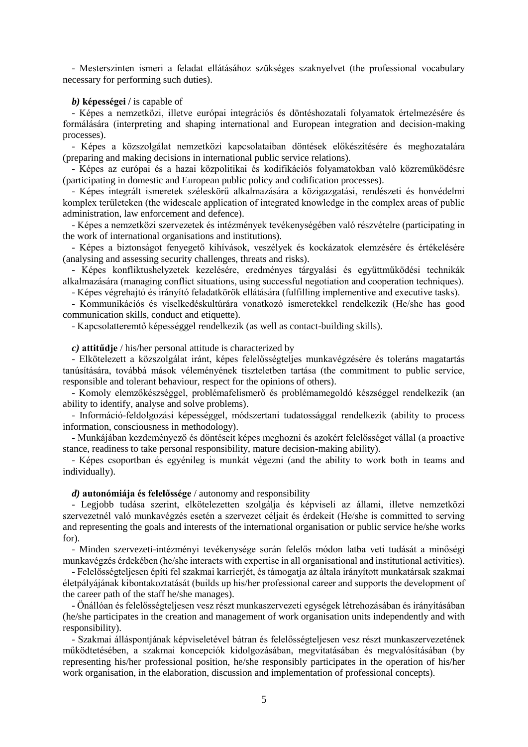- Mesterszinten ismeri a feladat ellátásához szükséges szaknyelvet (the professional vocabulary necessary for performing such duties).

***b)* képességei /** is capable of

- Képes a nemzetközi, illetve európai integrációs és döntéshozatali folyamatok értelmezésére és formálására (interpreting and shaping international and European integration and decision-making processes).
- Képes a közszolgálat nemzetközi kapcsolataiban döntések előkészítésére és meghozatalára (preparing and making decisions in international public service relations).
- Képes az európai és a hazai közpolitikai és kodifikációs folyamatokban való közreműködésre (participating in domestic and European public policy and codification processes).
- Képes integrált ismeretek széleskörű alkalmazására a közigazgatási, rendészeti és honvédelmi komplex területeken (the widescale application of integrated knowledge in the complex areas of public administration, law enforcement and defence).
- Képes a nemzetközi szervezetek és intézmények tevékenységében való részvételre (participating in the work of international organisations and institutions).
- Képes a biztonságot fenyegető kihívások, veszélyek és kockázatok elemzésére és értékelésére (analysing and assessing security challenges, threats and risks).
- Képes konfliktushelyzetek kezelésére, eredményes tárgyalási és együttműködési technikák alkalmazására (managing conflict situations, using successful negotiation and cooperation techniques).
- Képes végrehajtó és irányító feladatkörök ellátására (fulfilling implementive and executive tasks).
- Kommunikációs és viselkedéskultúrára vonatkozó ismeretekkel rendelkezik (He/she has good communication skills, conduct and etiquette).
- Kapcsolatteremtő képességgel rendelkezik (as well as contact-building skills).

***c)* attitűdje** / his/her personal attitude is characterized by

- Elkötelezett a közszolgálat iránt, képes felelősségteljes munkavégzésére és toleráns magatartás tanúsítására, továbbá mások véleményének tiszteletben tartása (the commitment to public service, responsible and tolerant behaviour, respect for the opinions of others).
- Komoly elemzőkészséggel, problémafelismerő és problémamegoldó készséggel rendelkezik (an ability to identify, analyse and solve problems).
- Információ-feldolgozási képességgel, módszertani tudatossággal rendelkezik (ability to process information, consciousness in methodology).
- Munkájában kezdeményező és döntéseit képes meghozni és azokért felelősséget vállal (a proactive stance, readiness to take personal responsibility, mature decision-making ability).
- Képes csoportban és egyénileg is munkát végezni (and the ability to work both in teams and individually).

***d)* autonómiája és felelőssége** / autonomy and responsibility

- Legjobb tudása szerint, elkötelezetten szolgálja és képviseli az állami, illetve nemzetközi szervezetnél való munkavégzés esetén a szervezet céljait és érdekeit (He/she is committed to serving and representing the goals and interests of the international organisation or public service he/she works for).
- Minden szervezeti-intézményi tevékenysége során felelős módon latba veti tudását a minőségi munkavégzés érdekében (he/she interacts with expertise in all organisational and institutional activities).
- Felelősségteljesen építi fel szakmai karrierjét, és támogatja az általa irányított munkatársak szakmai életpályájának kibontakoztatását (builds up his/her professional career and supports the development of the career path of the staff he/she manages).
- Önállóan és felelősségteljesen vesz részt munkaszervezeti egységek létrehozásában és irányításában (he/she participates in the creation and management of work organisation units independently and with responsibility).
- Szakmai álláspontjának képviseletével bátran és felelősségteljesen vesz részt munkaszervezetének működtetésében, a szakmai koncepciók kidolgozásában, megvitatásában és megvalósításában (by representing his/her professional position, he/she responsibly participates in the operation of his/her work organisation, in the elaboration, discussion and implementation of professional concepts).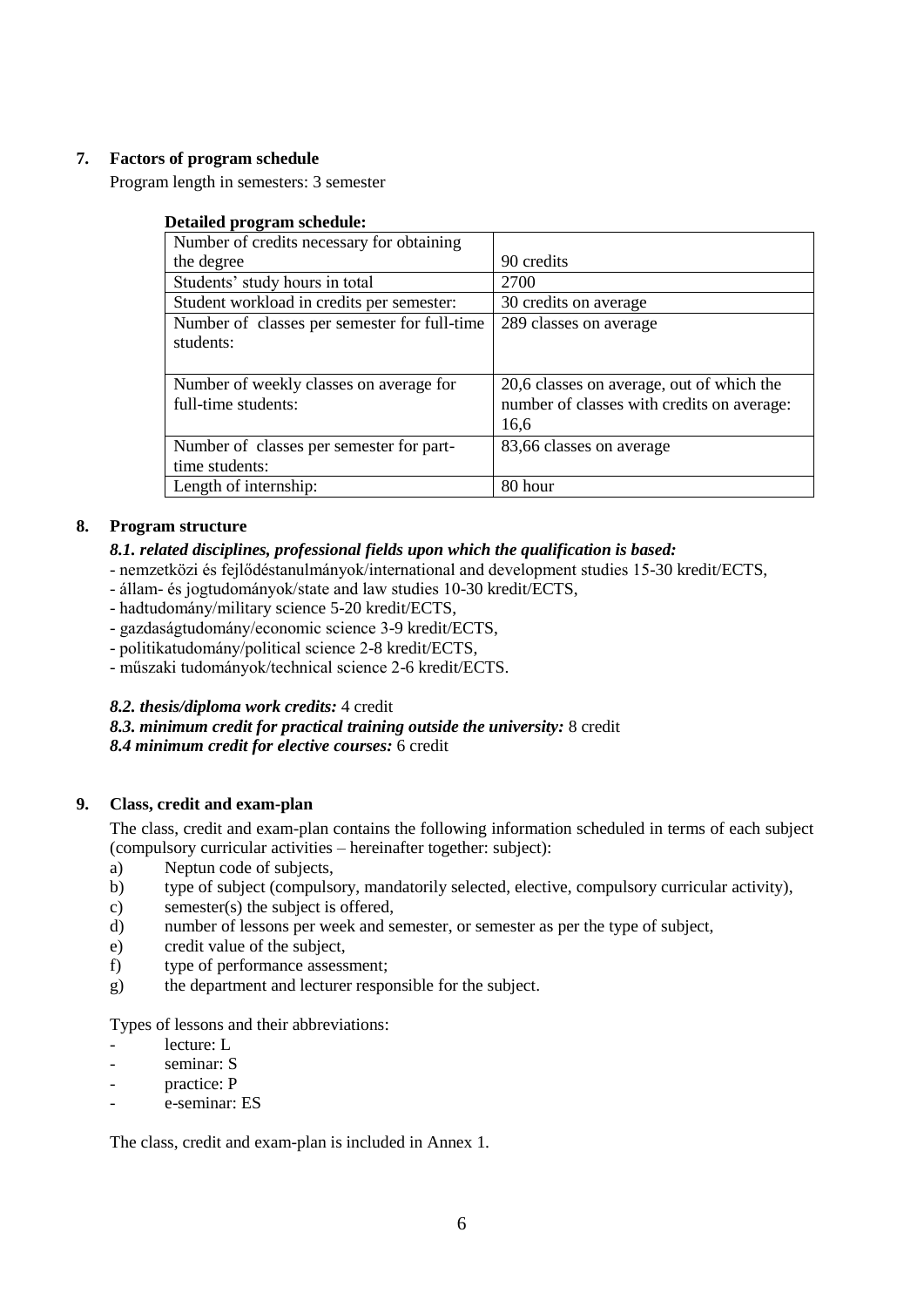## 7. Factors of program schedule

Program length in semesters: 3 semester

**Detailed program schedule:**

| | |
|---|---|
| Number of credits necessary for obtaining the degree | 90 credits |
| Students' study hours in total | 2700 |
| Student workload in credits per semester: | 30 credits on average |
| Number of classes per semester for full-time students: | 289 classes on average |
| Number of weekly classes on average for full-time students: | 20,6 classes on average, out of which the number of classes with credits on average: 16,6 |
| Number of classes per semester for part-time students: | 83,66 classes on average |
| Length of internship: | 80 hour |

## 8. Program structure

### *8.1. related disciplines, professional fields upon which the qualification is based:*

- nemzetközi és fejlődéstanulmányok/international and development studies 15-30 kredit/ECTS,
- állam- és jogtudományok/state and law studies 10-30 kredit/ECTS,
- hadtudomány/military science 5-20 kredit/ECTS,
- gazdaságtudomány/economic science 3-9 kredit/ECTS,
- politikatudomány/political science 2-8 kredit/ECTS,
- műszaki tudományok/technical science 2-6 kredit/ECTS.

***8.2. thesis/diploma work credits:*** 4 credit

***8.3. minimum credit for practical training outside the university:*** 8 credit

***8.4 minimum credit for elective courses:*** 6 credit

## 9. Class, credit and exam-plan

The class, credit and exam-plan contains the following information scheduled in terms of each subject (compulsory curricular activities – hereinafter together: subject):

a) Neptun code of subjects,
b) type of subject (compulsory, mandatorily selected, elective, compulsory curricular activity),
c) semester(s) the subject is offered,
d) number of lessons per week and semester, or semester as per the type of subject,
e) credit value of the subject,
f) type of performance assessment;
g) the department and lecturer responsible for the subject.

Types of lessons and their abbreviations:

- lecture: L
- seminar: S
- practice: P
- e-seminar: ES

The class, credit and exam-plan is included in Annex 1.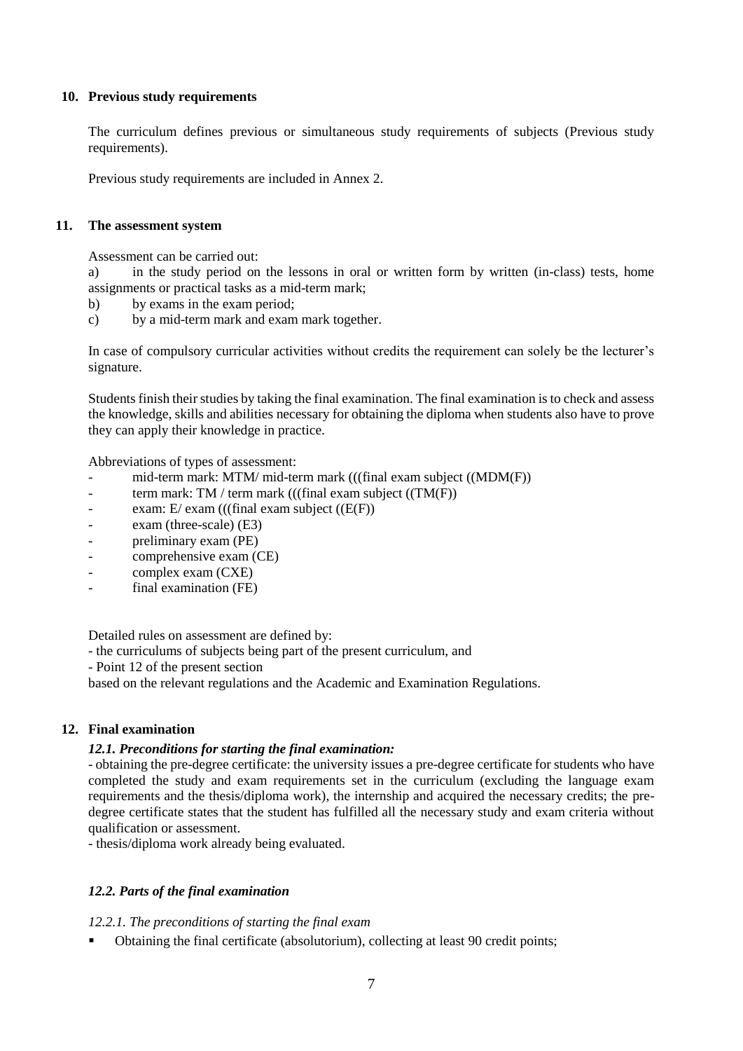## 10. Previous study requirements

The curriculum defines previous or simultaneous study requirements of subjects (Previous study requirements).

Previous study requirements are included in Annex 2.

## 11. The assessment system

Assessment can be carried out:

a) in the study period on the lessons in oral or written form by written (in-class) tests, home assignments or practical tasks as a mid-term mark;
b) by exams in the exam period;
c) by a mid-term mark and exam mark together.

In case of compulsory curricular activities without credits the requirement can solely be the lecturer's signature.

Students finish their studies by taking the final examination. The final examination is to check and assess the knowledge, skills and abilities necessary for obtaining the diploma when students also have to prove they can apply their knowledge in practice.

Abbreviations of types of assessment:

- mid-term mark: MTM/ mid-term mark (((final exam subject ((MDM(F))
- term mark: TM / term mark (((final exam subject ((TM(F))
- exam: E/ exam (((final exam subject ((E(F))
- exam (three-scale) (E3)
- preliminary exam (PE)
- comprehensive exam (CE)
- complex exam (CXE)
- final examination (FE)

Detailed rules on assessment are defined by:
- the curriculums of subjects being part of the present curriculum, and
- Point 12 of the present section

based on the relevant regulations and the Academic and Examination Regulations.

## 12. Final examination

### *12.1. Preconditions for starting the final examination:*

- obtaining the pre-degree certificate: the university issues a pre-degree certificate for students who have completed the study and exam requirements set in the curriculum (excluding the language exam requirements and the thesis/diploma work), the internship and acquired the necessary credits; the pre-degree certificate states that the student has fulfilled all the necessary study and exam criteria without qualification or assessment.
- thesis/diploma work already being evaluated.

### *12.2. Parts of the final examination*

*12.2.1. The preconditions of starting the final exam*

- Obtaining the final certificate (absolutorium), collecting at least 90 credit points;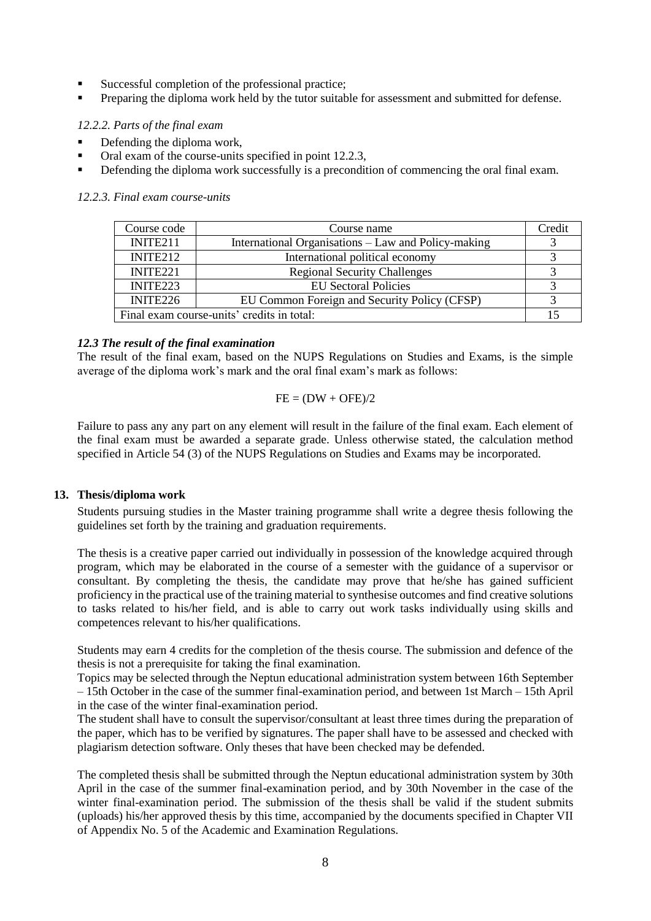- Successful completion of the professional practice;
- Preparing the diploma work held by the tutor suitable for assessment and submitted for defense.

*12.2.2. Parts of the final exam*

- Defending the diploma work,
- Oral exam of the course-units specified in point 12.2.3,
- Defending the diploma work successfully is a precondition of commencing the oral final exam.

*12.2.3. Final exam course-units*

| Course code | Course name | Credit |
|---|---|---|
| INITE211 | International Organisations – Law and Policy-making | 3 |
| INITE212 | International political economy | 3 |
| INITE221 | Regional Security Challenges | 3 |
| INITE223 | EU Sectoral Policies | 3 |
| INITE226 | EU Common Foreign and Security Policy (CFSP) | 3 |
| Final exam course-units' credits in total: | | 15 |

***12.3 The result of the final examination***

The result of the final exam, based on the NUPS Regulations on Studies and Exams, is the simple average of the diploma work's mark and the oral final exam's mark as follows:

$$FE = (DW + OFE)/2$$

Failure to pass any any part on any element will result in the failure of the final exam. Each element of the final exam must be awarded a separate grade. Unless otherwise stated, the calculation method specified in Article 54 (3) of the NUPS Regulations on Studies and Exams may be incorporated.

## 13. Thesis/diploma work

Students pursuing studies in the Master training programme shall write a degree thesis following the guidelines set forth by the training and graduation requirements.

The thesis is a creative paper carried out individually in possession of the knowledge acquired through program, which may be elaborated in the course of a semester with the guidance of a supervisor or consultant. By completing the thesis, the candidate may prove that he/she has gained sufficient proficiency in the practical use of the training material to synthesise outcomes and find creative solutions to tasks related to his/her field, and is able to carry out work tasks individually using skills and competences relevant to his/her qualifications.

Students may earn 4 credits for the completion of the thesis course. The submission and defence of the thesis is not a prerequisite for taking the final examination.

Topics may be selected through the Neptun educational administration system between 16th September – 15th October in the case of the summer final-examination period, and between 1st March – 15th April in the case of the winter final-examination period.

The student shall have to consult the supervisor/consultant at least three times during the preparation of the paper, which has to be verified by signatures. The paper shall have to be assessed and checked with plagiarism detection software. Only theses that have been checked may be defended.

The completed thesis shall be submitted through the Neptun educational administration system by 30th April in the case of the summer final-examination period, and by 30th November in the case of the winter final-examination period. The submission of the thesis shall be valid if the student submits (uploads) his/her approved thesis by this time, accompanied by the documents specified in Chapter VII of Appendix No. 5 of the Academic and Examination Regulations.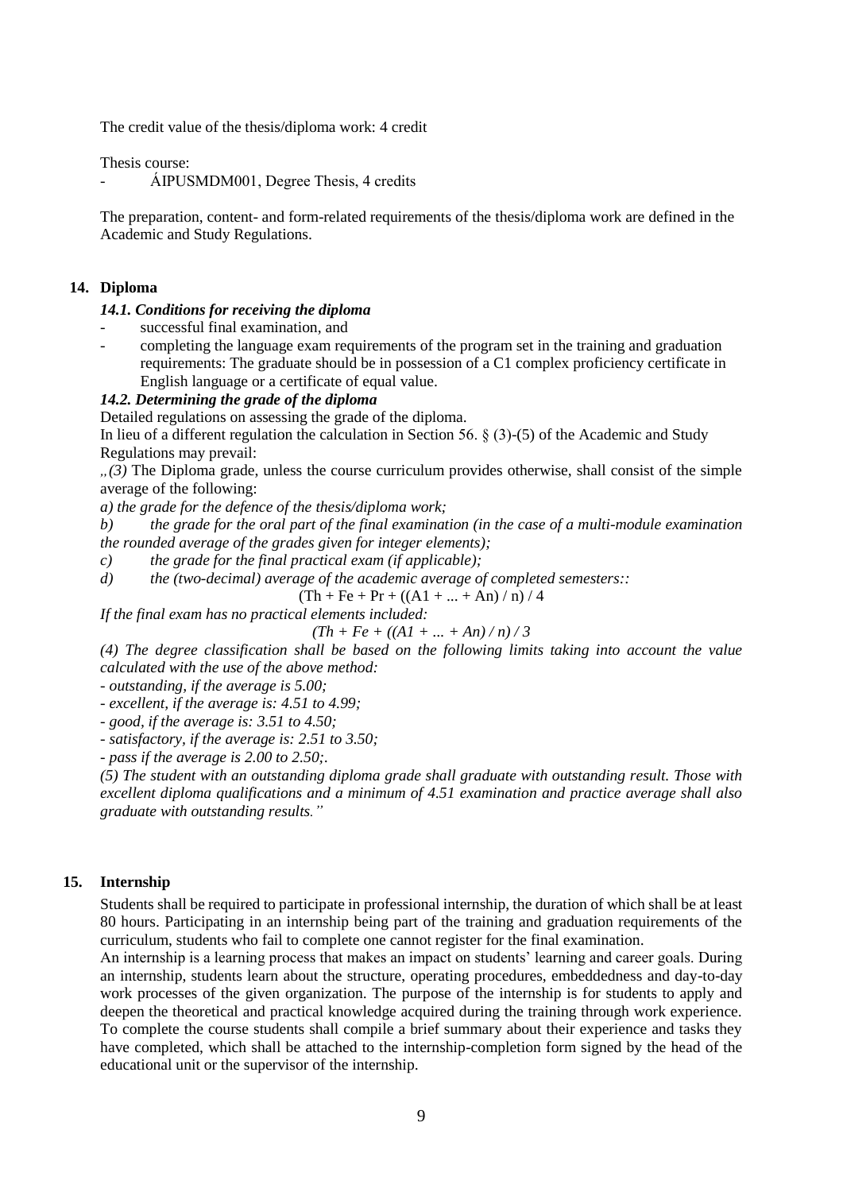The credit value of the thesis/diploma work: 4 credit

Thesis course:

- ÁIPUSMDM001, Degree Thesis, 4 credits

The preparation, content- and form-related requirements of the thesis/diploma work are defined in the Academic and Study Regulations.

## 14. Diploma

### *14.1. Conditions for receiving the diploma*

- successful final examination, and
- completing the language exam requirements of the program set in the training and graduation requirements: The graduate should be in possession of a C1 complex proficiency certificate in English language or a certificate of equal value.

### *14.2. Determining the grade of the diploma*

Detailed regulations on assessing the grade of the diploma.

In lieu of a different regulation the calculation in Section 56. § (3)-(5) of the Academic and Study Regulations may prevail:

„*(3)* The Diploma grade, unless the course curriculum provides otherwise, shall consist of the simple average of the following:

*a) the grade for the defence of the thesis/diploma work;*

*b) the grade for the oral part of the final examination (in the case of a multi-module examination the rounded average of the grades given for integer elements);*

*c) the grade for the final practical exam (if applicable);*

*d) the (two-decimal) average of the academic average of completed semesters::*

$$(Th + Fe + Pr + ((A1 + ... + An) / n) / 4$$

*If the final exam has no practical elements included:*

$$(Th + Fe + ((A1 + ... + An) / n) / 3$$

*(4) The degree classification shall be based on the following limits taking into account the value calculated with the use of the above method:*

*- outstanding, if the average is 5.00;*

*- excellent, if the average is: 4.51 to 4.99;*

*- good, if the average is: 3.51 to 4.50;*

*- satisfactory, if the average is: 2.51 to 3.50;*

*- pass if the average is 2.00 to 2.50;.*

*(5) The student with an outstanding diploma grade shall graduate with outstanding result. Those with excellent diploma qualifications and a minimum of 4.51 examination and practice average shall also graduate with outstanding results."*

## 15. Internship

Students shall be required to participate in professional internship, the duration of which shall be at least 80 hours. Participating in an internship being part of the training and graduation requirements of the curriculum, students who fail to complete one cannot register for the final examination.

An internship is a learning process that makes an impact on students' learning and career goals. During an internship, students learn about the structure, operating procedures, embeddedness and day-to-day work processes of the given organization. The purpose of the internship is for students to apply and deepen the theoretical and practical knowledge acquired during the training through work experience. To complete the course students shall compile a brief summary about their experience and tasks they have completed, which shall be attached to the internship-completion form signed by the head of the educational unit or the supervisor of the internship.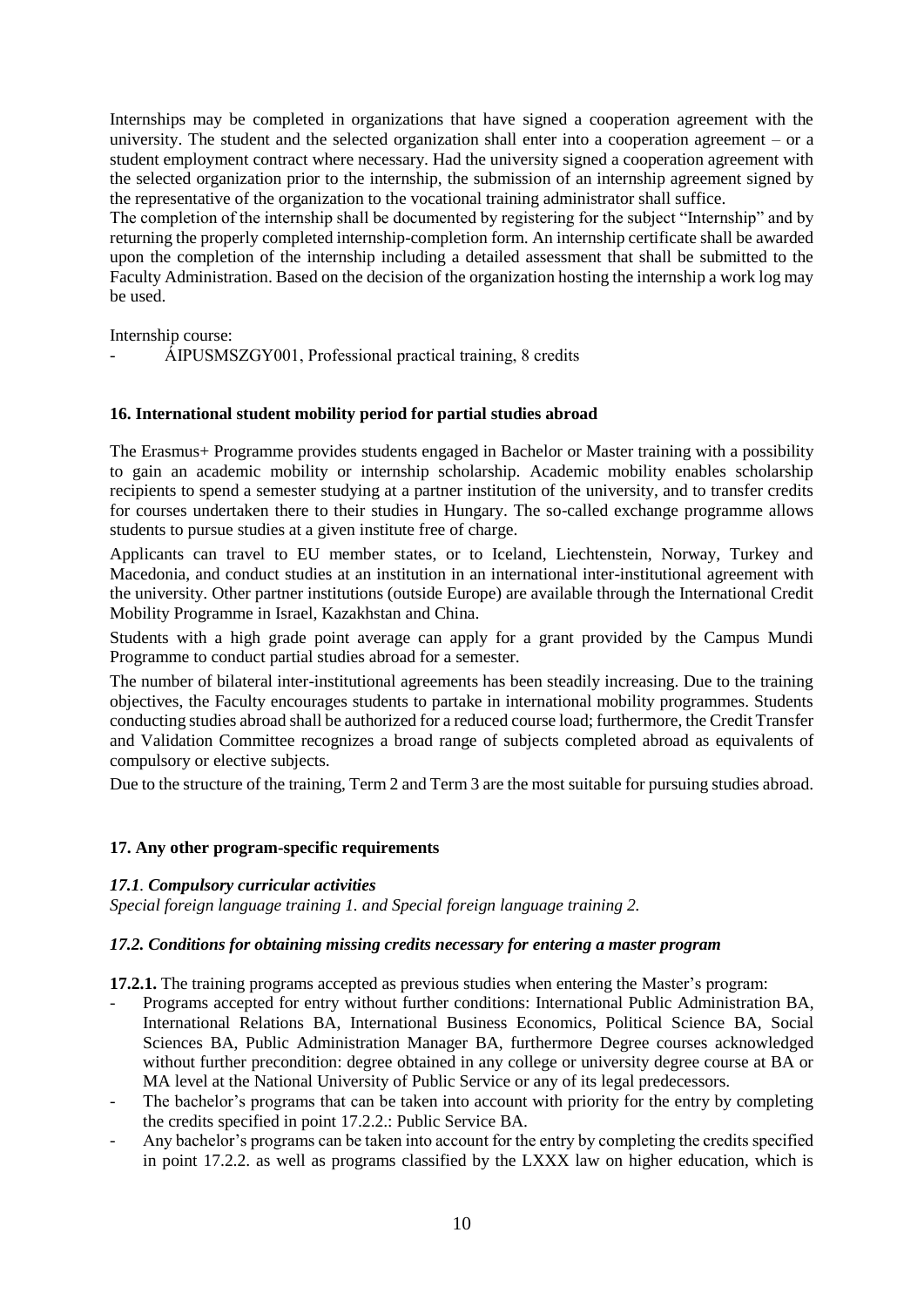Internships may be completed in organizations that have signed a cooperation agreement with the university. The student and the selected organization shall enter into a cooperation agreement – or a student employment contract where necessary. Had the university signed a cooperation agreement with the selected organization prior to the internship, the submission of an internship agreement signed by the representative of the organization to the vocational training administrator shall suffice.
The completion of the internship shall be documented by registering for the subject "Internship" and by returning the properly completed internship-completion form. An internship certificate shall be awarded upon the completion of the internship including a detailed assessment that shall be submitted to the Faculty Administration. Based on the decision of the organization hosting the internship a work log may be used.

Internship course:

- ÁIPUSMSZGY001, Professional practical training, 8 credits

## 16. International student mobility period for partial studies abroad

The Erasmus+ Programme provides students engaged in Bachelor or Master training with a possibility to gain an academic mobility or internship scholarship. Academic mobility enables scholarship recipients to spend a semester studying at a partner institution of the university, and to transfer credits for courses undertaken there to their studies in Hungary. The so-called exchange programme allows students to pursue studies at a given institute free of charge.

Applicants can travel to EU member states, or to Iceland, Liechtenstein, Norway, Turkey and Macedonia, and conduct studies at an institution in an international inter-institutional agreement with the university. Other partner institutions (outside Europe) are available through the International Credit Mobility Programme in Israel, Kazakhstan and China.

Students with a high grade point average can apply for a grant provided by the Campus Mundi Programme to conduct partial studies abroad for a semester.

The number of bilateral inter-institutional agreements has been steadily increasing. Due to the training objectives, the Faculty encourages students to partake in international mobility programmes. Students conducting studies abroad shall be authorized for a reduced course load; furthermore, the Credit Transfer and Validation Committee recognizes a broad range of subjects completed abroad as equivalents of compulsory or elective subjects.

Due to the structure of the training, Term 2 and Term 3 are the most suitable for pursuing studies abroad.

## 17. Any other program-specific requirements

### *17.1. Compulsory curricular activities*

*Special foreign language training 1. and Special foreign language training 2.*

### *17.2. Conditions for obtaining missing credits necessary for entering a master program*

**17.2.1.** The training programs accepted as previous studies when entering the Master's program:

- Programs accepted for entry without further conditions: International Public Administration BA, International Relations BA, International Business Economics, Political Science BA, Social Sciences BA, Public Administration Manager BA, furthermore Degree courses acknowledged without further precondition: degree obtained in any college or university degree course at BA or MA level at the National University of Public Service or any of its legal predecessors.
- The bachelor's programs that can be taken into account with priority for the entry by completing the credits specified in point 17.2.2.: Public Service BA.
- Any bachelor's programs can be taken into account for the entry by completing the credits specified in point 17.2.2. as well as programs classified by the LXXX law on higher education, which is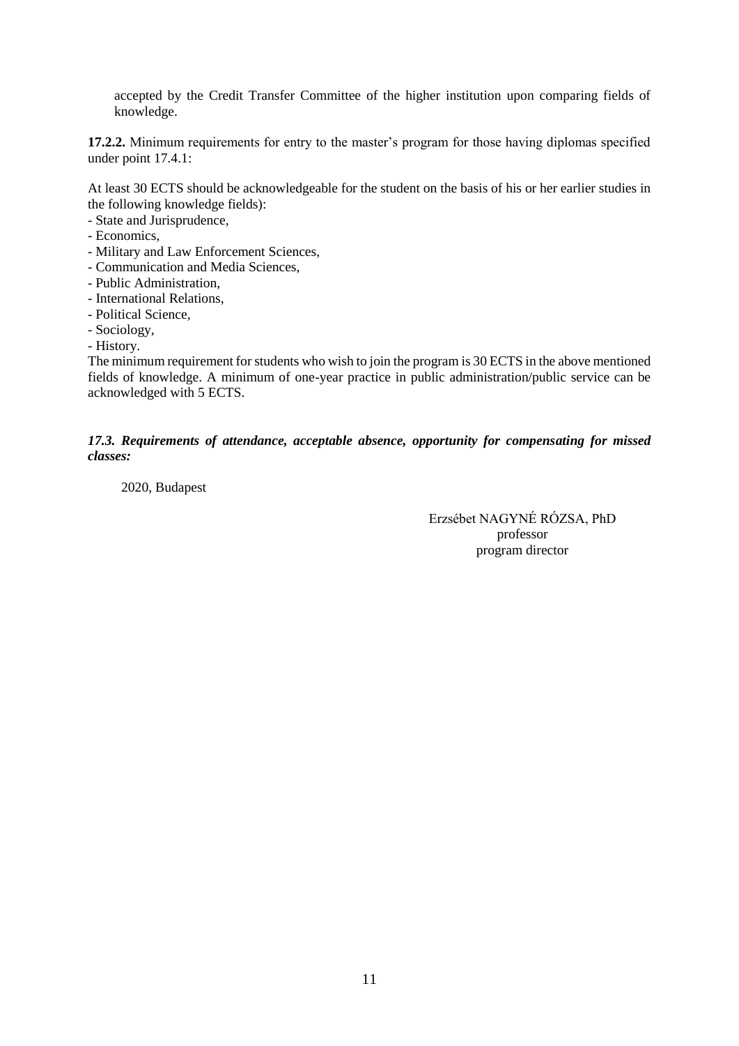accepted by the Credit Transfer Committee of the higher institution upon comparing fields of knowledge.

**17.2.2.** Minimum requirements for entry to the master's program for those having diplomas specified under point 17.4.1:

At least 30 ECTS should be acknowledgeable for the student on the basis of his or her earlier studies in the following knowledge fields):
- State and Jurisprudence,
- Economics,
- Military and Law Enforcement Sciences,
- Communication and Media Sciences,
- Public Administration,
- International Relations,
- Political Science,
- Sociology,
- History.

The minimum requirement for students who wish to join the program is 30 ECTS in the above mentioned fields of knowledge. A minimum of one-year practice in public administration/public service can be acknowledged with 5 ECTS.

***17.3. Requirements of attendance, acceptable absence, opportunity for compensating for missed classes:***

2020, Budapest

Erzsébet NAGYNÉ RÓZSA, PhD
professor
program director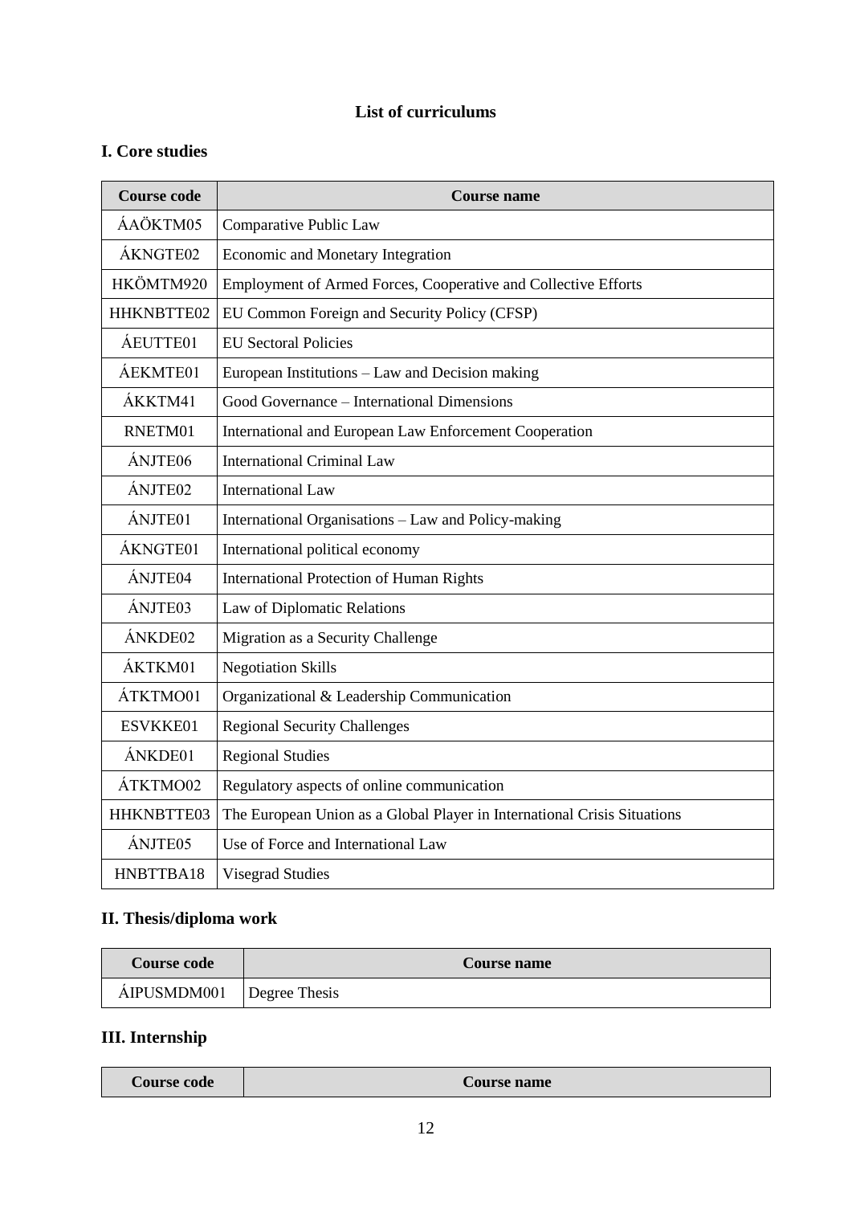# List of curriculums

## I. Core studies

| Course code | Course name |
|---|---|
| ÁAÖKTM05 | Comparative Public Law |
| ÁKNGTE02 | Economic and Monetary Integration |
| HKÖMTM920 | Employment of Armed Forces, Cooperative and Collective Efforts |
| HHKNBTTE02 | EU Common Foreign and Security Policy (CFSP) |
| ÁEUTTE01 | EU Sectoral Policies |
| ÁEKMTE01 | European Institutions – Law and Decision making |
| ÁKKTM41 | Good Governance – International Dimensions |
| RNETM01 | International and European Law Enforcement Cooperation |
| ÁNJTE06 | International Criminal Law |
| ÁNJTE02 | International Law |
| ÁNJTE01 | International Organisations – Law and Policy-making |
| ÁKNGTE01 | International political economy |
| ÁNJTE04 | International Protection of Human Rights |
| ÁNJTE03 | Law of Diplomatic Relations |
| ÁNKDE02 | Migration as a Security Challenge |
| ÁKTKM01 | Negotiation Skills |
| ÁTKTMO01 | Organizational & Leadership Communication |
| ESVKKE01 | Regional Security Challenges |
| ÁNKDE01 | Regional Studies |
| ÁTKTMO02 | Regulatory aspects of online communication |
| HHKNBTTE03 | The European Union as a Global Player in International Crisis Situations |
| ÁNJTE05 | Use of Force and International Law |
| HNBTTBA18 | Visegrad Studies |

## II. Thesis/diploma work

| Course code | Course name |
|---|---|
| ÁIPUSMDM001 | Degree Thesis |

## III. Internship

| Course code | Course name |
|---|---|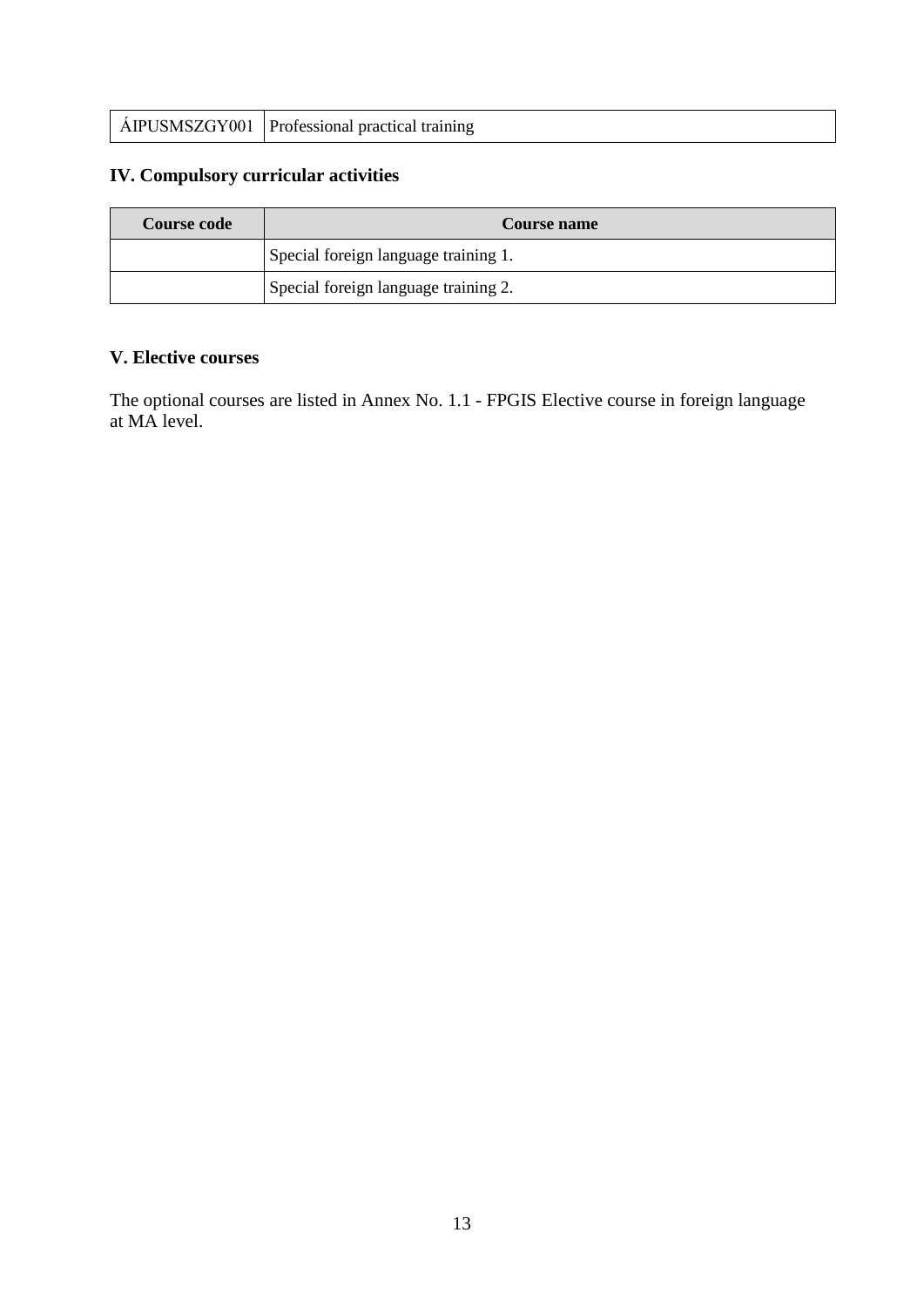| | |
|---|---|
| ÁIPUSMSZGY001 | Professional practical training |

## IV. Compulsory curricular activities

| Course code | Course name |
|---|---|
| | Special foreign language training 1. |
| | Special foreign language training 2. |

## V. Elective courses

The optional courses are listed in Annex No. 1.1 - FPGIS Elective course in foreign language at MA level.